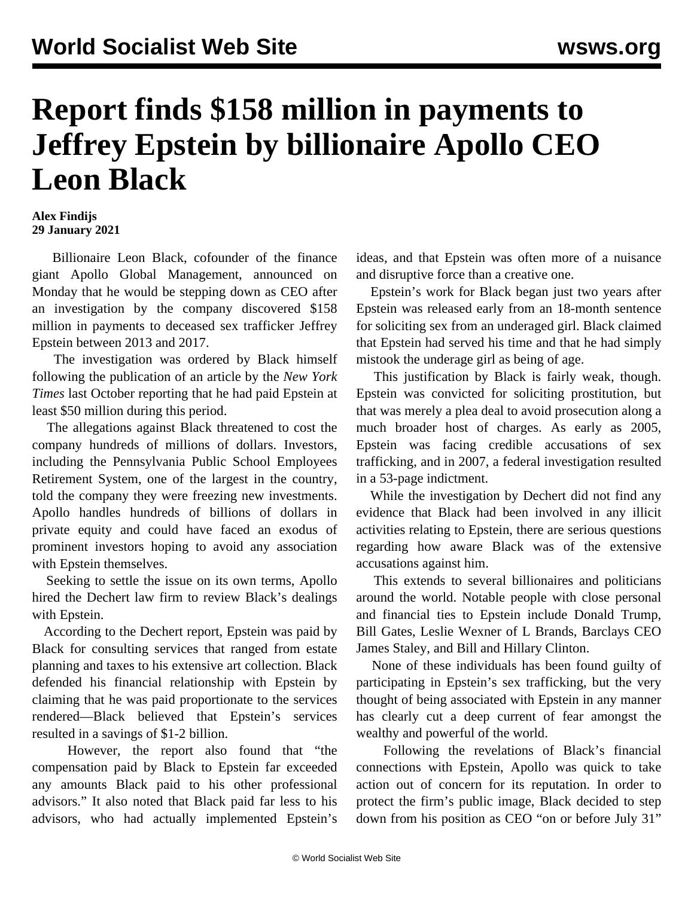# Report finds $158 million in payments to Jeffrey Epstein by billionaire Apollo CEO Leon Black

**Alex Findijs**
**29 January 2021**

Billionaire Leon Black, cofounder of the finance giant Apollo Global Management, announced on Monday that he would be stepping down as CEO after an investigation by the company discovered $158 million in payments to deceased sex trafficker Jeffrey Epstein between 2013 and 2017.

The investigation was ordered by Black himself following the publication of an article by the *New York Times* last October reporting that he had paid Epstein at least $50 million during this period.

The allegations against Black threatened to cost the company hundreds of millions of dollars. Investors, including the Pennsylvania Public School Employees Retirement System, one of the largest in the country, told the company they were freezing new investments. Apollo handles hundreds of billions of dollars in private equity and could have faced an exodus of prominent investors hoping to avoid any association with Epstein themselves.

Seeking to settle the issue on its own terms, Apollo hired the Dechert law firm to review Black's dealings with Epstein.

According to the Dechert report, Epstein was paid by Black for consulting services that ranged from estate planning and taxes to his extensive art collection. Black defended his financial relationship with Epstein by claiming that he was paid proportionate to the services rendered—Black believed that Epstein's services resulted in a savings of $1-2 billion.

However, the report also found that "the compensation paid by Black to Epstein far exceeded any amounts Black paid to his other professional advisors." It also noted that Black paid far less to his advisors, who had actually implemented Epstein's ideas, and that Epstein was often more of a nuisance and disruptive force than a creative one.

Epstein's work for Black began just two years after Epstein was released early from an 18-month sentence for soliciting sex from an underaged girl. Black claimed that Epstein had served his time and that he had simply mistook the underage girl as being of age.

This justification by Black is fairly weak, though. Epstein was convicted for soliciting prostitution, but that was merely a plea deal to avoid prosecution along a much broader host of charges. As early as 2005, Epstein was facing credible accusations of sex trafficking, and in 2007, a federal investigation resulted in a 53-page indictment.

While the investigation by Dechert did not find any evidence that Black had been involved in any illicit activities relating to Epstein, there are serious questions regarding how aware Black was of the extensive accusations against him.

This extends to several billionaires and politicians around the world. Notable people with close personal and financial ties to Epstein include Donald Trump, Bill Gates, Leslie Wexner of L Brands, Barclays CEO James Staley, and Bill and Hillary Clinton.

None of these individuals has been found guilty of participating in Epstein's sex trafficking, but the very thought of being associated with Epstein in any manner has clearly cut a deep current of fear amongst the wealthy and powerful of the world.

Following the revelations of Black's financial connections with Epstein, Apollo was quick to take action out of concern for its reputation. In order to protect the firm's public image, Black decided to step down from his position as CEO "on or before July 31"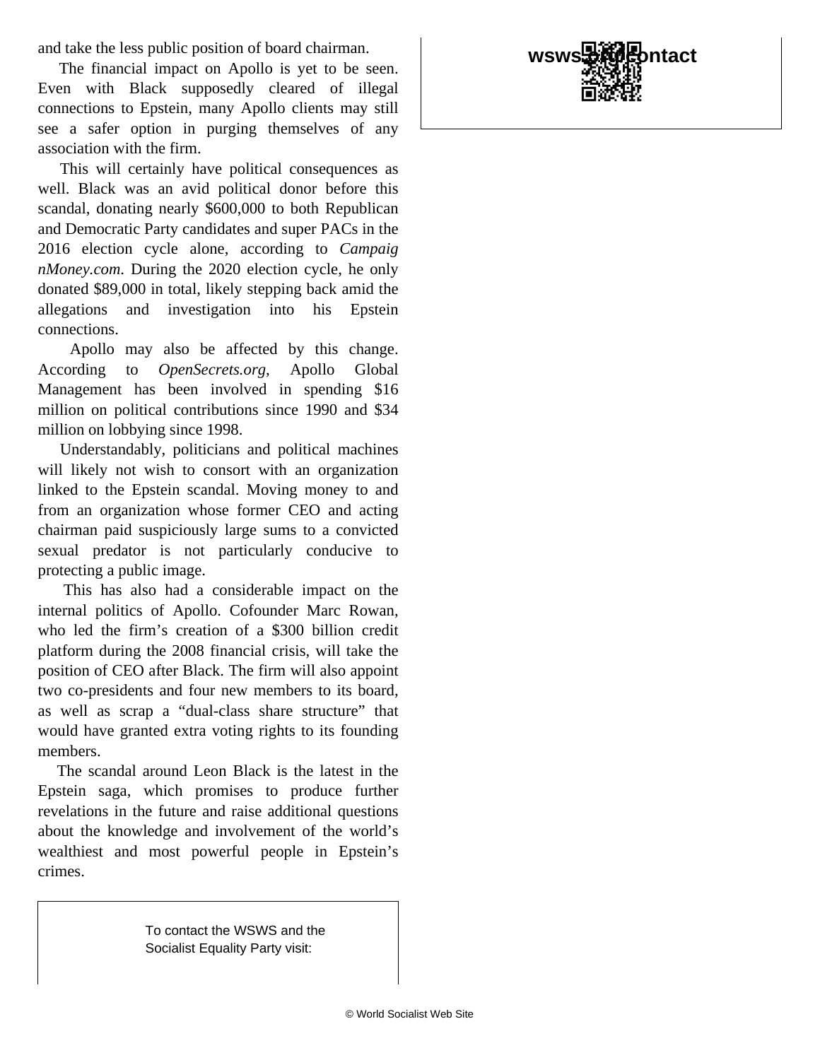and take the less public position of board chairman.

The financial impact on Apollo is yet to be seen. Even with Black supposedly cleared of illegal connections to Epstein, many Apollo clients may still see a safer option in purging themselves of any association with the firm.

This will certainly have political consequences as well. Black was an avid political donor before this scandal, donating nearly $600,000 to both Republican and Democratic Party candidates and super PACs in the 2016 election cycle alone, according to *CampaignMoney.com*. During the 2020 election cycle, he only donated $89,000 in total, likely stepping back amid the allegations and investigation into his Epstein connections.

Apollo may also be affected by this change. According to *OpenSecrets.org*, Apollo Global Management has been involved in spending $16 million on political contributions since 1990 and $34 million on lobbying since 1998.

Understandably, politicians and political machines will likely not wish to consort with an organization linked to the Epstein scandal. Moving money to and from an organization whose former CEO and acting chairman paid suspiciously large sums to a convicted sexual predator is not particularly conducive to protecting a public image.

This has also had a considerable impact on the internal politics of Apollo. Cofounder Marc Rowan, who led the firm's creation of a $300 billion credit platform during the 2008 financial crisis, will take the position of CEO after Black. The firm will also appoint two co-presidents and four new members to its board, as well as scrap a "dual-class share structure" that would have granted extra voting rights to its founding members.

The scandal around Leon Black is the latest in the Epstein saga, which promises to produce further revelations in the future and raise additional questions about the knowledge and involvement of the world's wealthiest and most powerful people in Epstein's crimes.

To contact the WSWS and the Socialist Equality Party visit:

**wsws.org/contact**